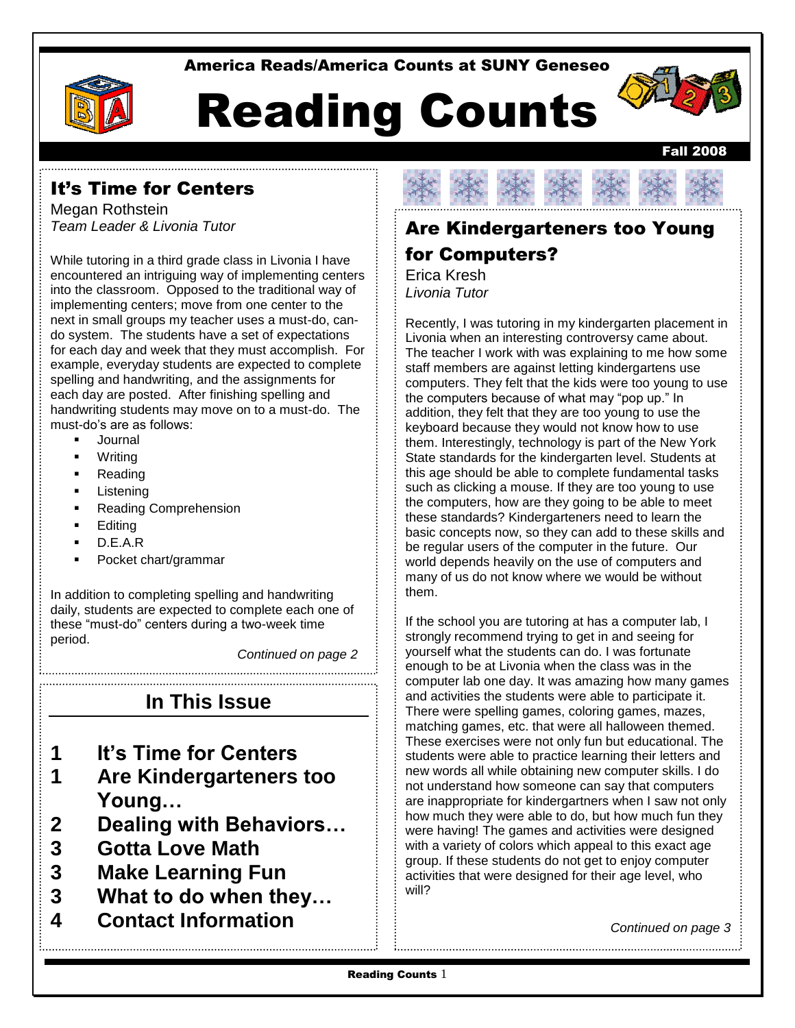America Reads/America Counts at SUNY Geneseo

# Reading Counts

Fall 2008

## It's Time for Centers

Megan Rothstein
*Team Leader & Livonia Tutor*

While tutoring in a third grade class in Livonia I have encountered an intriguing way of implementing centers into the classroom. Opposed to the traditional way of implementing centers; move from one center to the next in small groups my teacher uses a must-do, can-do system. The students have a set of expectations for each day and week that they must accomplish. For example, everyday students are expected to complete spelling and handwriting, and the assignments for each day are posted. After finishing spelling and handwriting students may move on to a must-do. The must-do's are as follows:

- Journal
- Writing
- Reading
- Listening
- Reading Comprehension
- Editing
- D.E.A.R
- Pocket chart/grammar

In addition to completing spelling and handwriting daily, students are expected to complete each one of these "must-do" centers during a two-week time period.

*Continued on page 2*

## In This Issue

| | |
|---|---|
| **1** | **It's Time for Centers** |
| **1** | **Are Kindergarteners too Young…** |
| **2** | **Dealing with Behaviors…** |
| **3** | **Gotta Love Math** |
| **3** | **Make Learning Fun** |
| **3** | **What to do when they…** |
| **4** | **Contact Information** |

## Are Kindergarteners too Young for Computers?

Erica Kresh
*Livonia Tutor*

Recently, I was tutoring in my kindergarten placement in Livonia when an interesting controversy came about. The teacher I work with was explaining to me how some staff members are against letting kindergartens use computers. They felt that the kids were too young to use the computers because of what may "pop up." In addition, they felt that they are too young to use the keyboard because they would not know how to use them. Interestingly, technology is part of the New York State standards for the kindergarten level. Students at this age should be able to complete fundamental tasks such as clicking a mouse. If they are too young to use the computers, how are they going to be able to meet these standards? Kindergarteners need to learn the basic concepts now, so they can add to these skills and be regular users of the computer in the future. Our world depends heavily on the use of computers and many of us do not know where we would be without them.

If the school you are tutoring at has a computer lab, I strongly recommend trying to get in and seeing for yourself what the students can do. I was fortunate enough to be at Livonia when the class was in the computer lab one day. It was amazing how many games and activities the students were able to participate it. There were spelling games, coloring games, mazes, matching games, etc. that were all halloween themed. These exercises were not only fun but educational. The students were able to practice learning their letters and new words all while obtaining new computer skills. I do not understand how someone can say that computers are inappropriate for kindergartners when I saw not only how much they were able to do, but how much fun they were having! The games and activities were designed with a variety of colors which appeal to this exact age group. If these students do not get to enjoy computer activities that were designed for their age level, who will?

*Continued on page 3*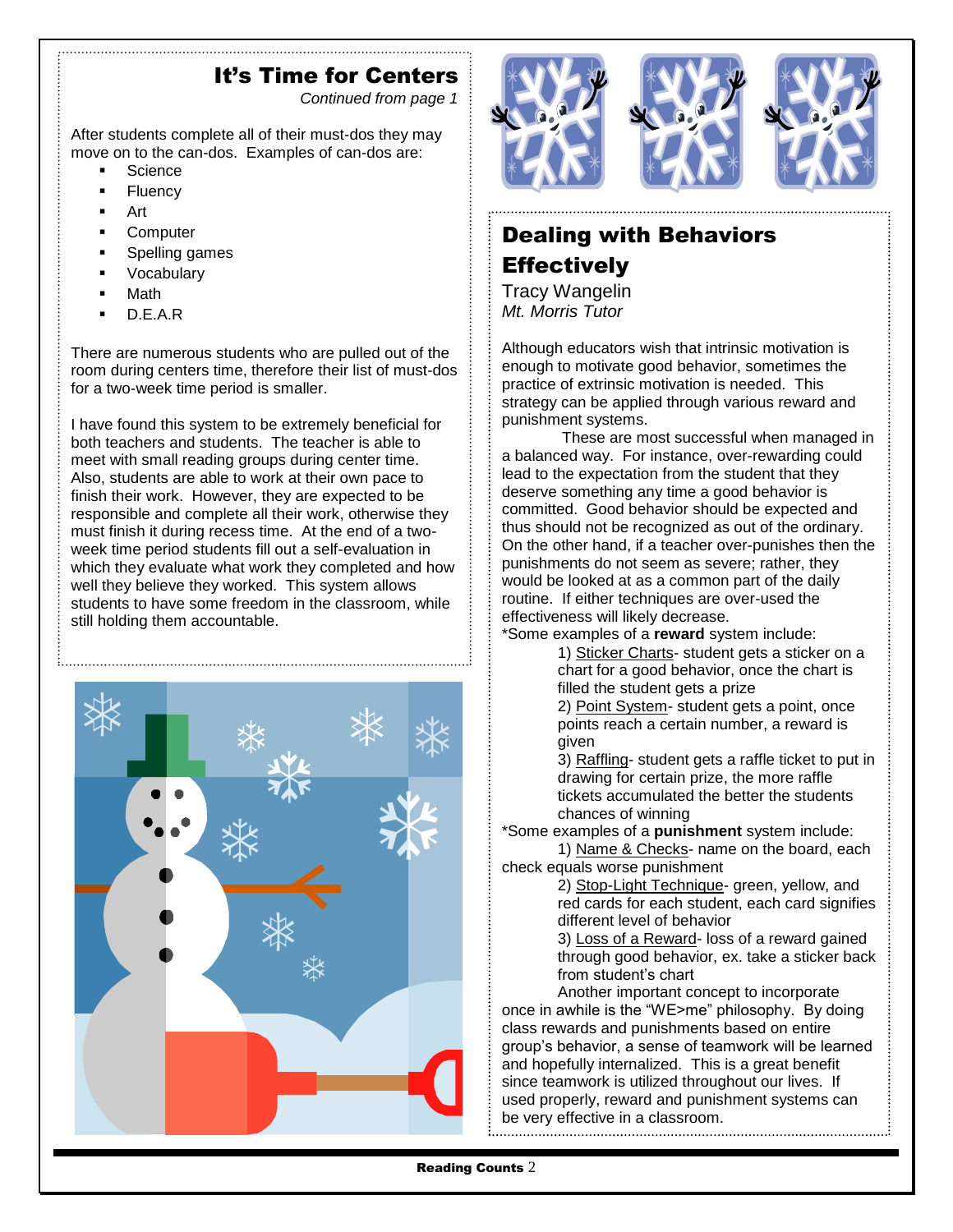## It's Time for Centers

*Continued from page 1*

After students complete all of their must-dos they may move on to the can-dos. Examples of can-dos are:

- Science
- Fluency
- Art
- Computer
- Spelling games
- Vocabulary
- Math
- D.E.A.R

There are numerous students who are pulled out of the room during centers time, therefore their list of must-dos for a two-week time period is smaller.

I have found this system to be extremely beneficial for both teachers and students. The teacher is able to meet with small reading groups during center time. Also, students are able to work at their own pace to finish their work. However, they are expected to be responsible and complete all their work, otherwise they must finish it during recess time. At the end of a two-week time period students fill out a self-evaluation in which they evaluate what work they completed and how well they believe they worked. This system allows students to have some freedom in the classroom, while still holding them accountable.

## Dealing with Behaviors Effectively

Tracy Wangelin
*Mt. Morris Tutor*

Although educators wish that intrinsic motivation is enough to motivate good behavior, sometimes the practice of extrinsic motivation is needed. This strategy can be applied through various reward and punishment systems.

These are most successful when managed in a balanced way. For instance, over-rewarding could lead to the expectation from the student that they deserve something any time a good behavior is committed. Good behavior should be expected and thus should not be recognized as out of the ordinary. On the other hand, if a teacher over-punishes then the punishments do not seem as severe; rather, they would be looked at as a common part of the daily routine. If either techniques are over-used the effectiveness will likely decrease.

*Some examples of a **reward** system include:

1) Sticker Charts- student gets a sticker on a chart for a good behavior, once the chart is filled the student gets a prize
2) Point System- student gets a point, once points reach a certain number, a reward is given
3) Raffling- student gets a raffle ticket to put in drawing for certain prize, the more raffle tickets accumulated the better the students chances of winning

*Some examples of a **punishment** system include:

1) Name & Checks- name on the board, each check equals worse punishment
2) Stop-Light Technique- green, yellow, and red cards for each student, each card signifies different level of behavior
3) Loss of a Reward- loss of a reward gained through good behavior, ex. take a sticker back from student's chart

Another important concept to incorporate once in awhile is the "WE>me" philosophy. By doing class rewards and punishments based on entire group's behavior, a sense of teamwork will be learned and hopefully internalized. This is a great benefit since teamwork is utilized throughout our lives. If used properly, reward and punishment systems can be very effective in a classroom.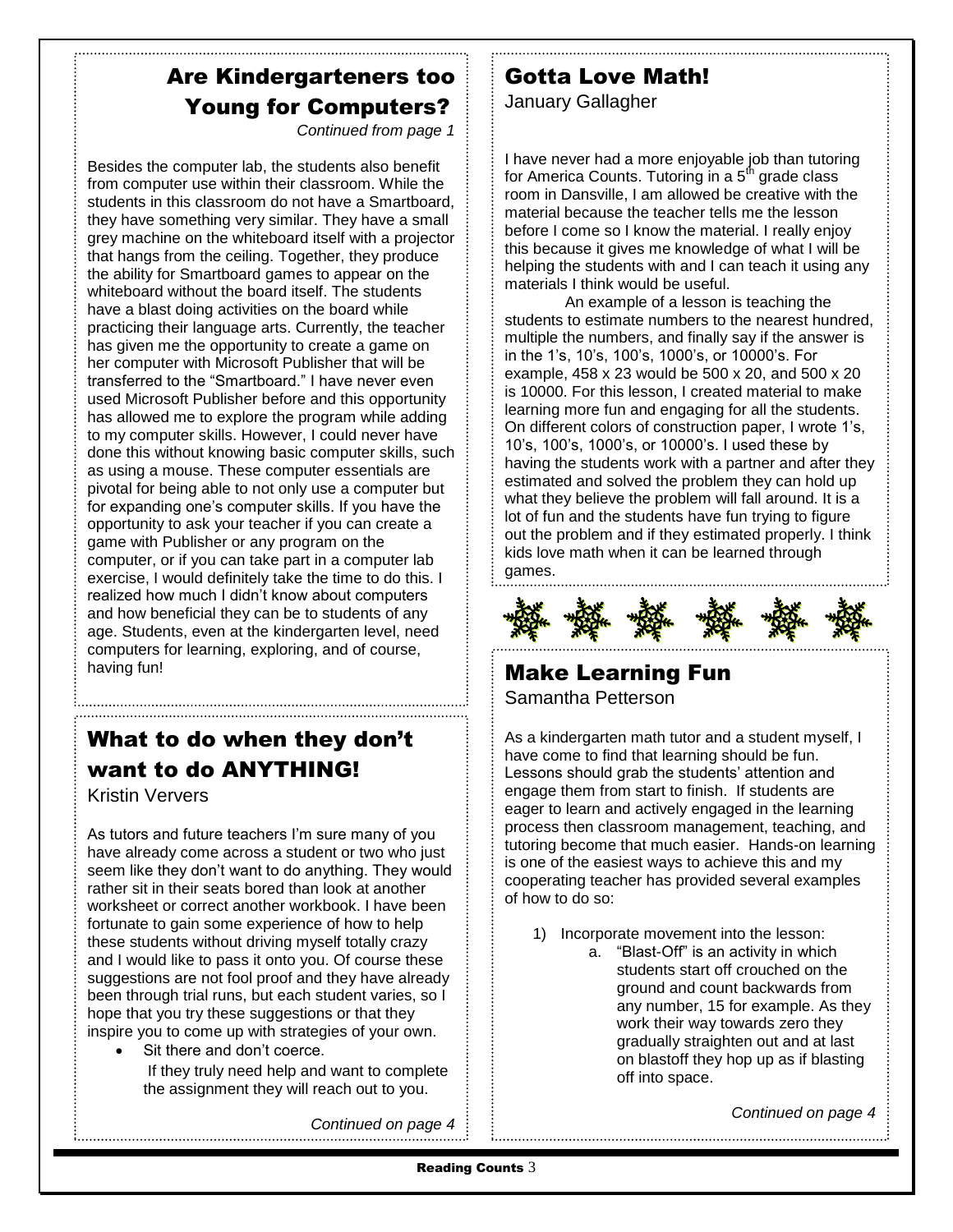## Are Kindergarteners too Young for Computers?

*Continued from page 1*

Besides the computer lab, the students also benefit from computer use within their classroom. While the students in this classroom do not have a Smartboard, they have something very similar. They have a small grey machine on the whiteboard itself with a projector that hangs from the ceiling. Together, they produce the ability for Smartboard games to appear on the whiteboard without the board itself. The students have a blast doing activities on the board while practicing their language arts. Currently, the teacher has given me the opportunity to create a game on her computer with Microsoft Publisher that will be transferred to the "Smartboard." I have never even used Microsoft Publisher before and this opportunity has allowed me to explore the program while adding to my computer skills. However, I could never have done this without knowing basic computer skills, such as using a mouse. These computer essentials are pivotal for being able to not only use a computer but for expanding one's computer skills. If you have the opportunity to ask your teacher if you can create a game with Publisher or any program on the computer, or if you can take part in a computer lab exercise, I would definitely take the time to do this. I realized how much I didn't know about computers and how beneficial they can be to students of any age. Students, even at the kindergarten level, need computers for learning, exploring, and of course, having fun!

## What to do when they don't want to do ANYTHING!

Kristin Ververs

As tutors and future teachers I'm sure many of you have already come across a student or two who just seem like they don't want to do anything. They would rather sit in their seats bored than look at another worksheet or correct another workbook. I have been fortunate to gain some experience of how to help these students without driving myself totally crazy and I would like to pass it onto you. Of course these suggestions are not fool proof and they have already been through trial runs, but each student varies, so I hope that you try these suggestions or that they inspire you to come up with strategies of your own.

- Sit there and don't coerce.
  If they truly need help and want to complete the assignment they will reach out to you.

*Continued on page 4*

## Gotta Love Math!

January Gallagher

I have never had a more enjoyable job than tutoring for America Counts. Tutoring in a 5th grade class room in Dansville, I am allowed be creative with the material because the teacher tells me the lesson before I come so I know the material. I really enjoy this because it gives me knowledge of what I will be helping the students with and I can teach it using any materials I think would be useful.

An example of a lesson is teaching the students to estimate numbers to the nearest hundred, multiple the numbers, and finally say if the answer is in the 1's, 10's, 100's, 1000's, or 10000's. For example, 458 x 23 would be 500 x 20, and 500 x 20 is 10000. For this lesson, I created material to make learning more fun and engaging for all the students. On different colors of construction paper, I wrote 1's, 10's, 100's, 1000's, or 10000's. I used these by having the students work with a partner and after they estimated and solved the problem they can hold up what they believe the problem will fall around. It is a lot of fun and the students have fun trying to figure out the problem and if they estimated properly. I think kids love math when it can be learned through games.

## Make Learning Fun

Samantha Petterson

As a kindergarten math tutor and a student myself, I have come to find that learning should be fun. Lessons should grab the students' attention and engage them from start to finish. If students are eager to learn and actively engaged in the learning process then classroom management, teaching, and tutoring become that much easier. Hands-on learning is one of the easiest ways to achieve this and my cooperating teacher has provided several examples of how to do so:

1) Incorporate movement into the lesson:
   a. "Blast-Off" is an activity in which students start off crouched on the ground and count backwards from any number, 15 for example. As they work their way towards zero they gradually straighten out and at last on blastoff they hop up as if blasting off into space.

*Continued on page 4*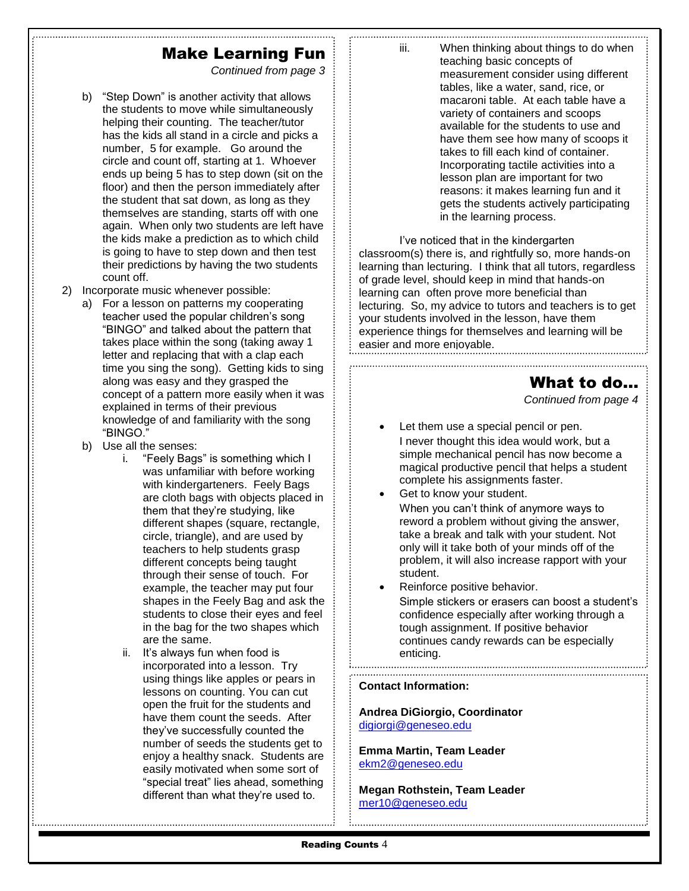## Make Learning Fun

*Continued from page 3*

b) "Step Down" is another activity that allows the students to move while simultaneously helping their counting. The teacher/tutor has the kids all stand in a circle and picks a number, 5 for example. Go around the circle and count off, starting at 1. Whoever ends up being 5 has to step down (sit on the floor) and then the person immediately after the student that sat down, as long as they themselves are standing, starts off with one again. When only two students are left have the kids make a prediction as to which child is going to have to step down and then test their predictions by having the two students count off.

2) Incorporate music whenever possible:

a) For a lesson on patterns my cooperating teacher used the popular children's song "BINGO" and talked about the pattern that takes place within the song (taking away 1 letter and replacing that with a clap each time you sing the song). Getting kids to sing along was easy and they grasped the concept of a pattern more easily when it was explained in terms of their previous knowledge of and familiarity with the song "BINGO."

b) Use all the senses:

i. "Feely Bags" is something which I was unfamiliar with before working with kindergarteners. Feely Bags are cloth bags with objects placed in them that they're studying, like different shapes (square, rectangle, circle, triangle), and are used by teachers to help students grasp different concepts being taught through their sense of touch. For example, the teacher may put four shapes in the Feely Bag and ask the students to close their eyes and feel in the bag for the two shapes which are the same.

ii. It's always fun when food is incorporated into a lesson. Try using things like apples or pears in lessons on counting. You can cut open the fruit for the students and have them count the seeds. After they've successfully counted the number of seeds the students get to enjoy a healthy snack. Students are easily motivated when some sort of "special treat" lies ahead, something different than what they're used to.

iii. When thinking about things to do when teaching basic concepts of measurement consider using different tables, like a water, sand, rice, or macaroni table. At each table have a variety of containers and scoops available for the students to use and have them see how many of scoops it takes to fill each kind of container. Incorporating tactile activities into a lesson plan are important for two reasons: it makes learning fun and it gets the students actively participating in the learning process.

I've noticed that in the kindergarten classroom(s) there is, and rightfully so, more hands-on learning than lecturing. I think that all tutors, regardless of grade level, should keep in mind that hands-on learning can often prove more beneficial than lecturing. So, my advice to tutors and teachers is to get your students involved in the lesson, have them experience things for themselves and learning will be easier and more enjoyable.

## What to do…

*Continued from page 4*

- Let them use a special pencil or pen.
  I never thought this idea would work, but a simple mechanical pencil has now become a magical productive pencil that helps a student complete his assignments faster.
- Get to know your student.
  When you can't think of anymore ways to reword a problem without giving the answer, take a break and talk with your student. Not only will it take both of your minds off of the problem, it will also increase rapport with your student.
- Reinforce positive behavior.
  Simple stickers or erasers can boost a student's confidence especially after working through a tough assignment. If positive behavior continues candy rewards can be especially enticing.

**Contact Information:**

**Andrea DiGiorgio, Coordinator**
digiorgi@geneseo.edu

**Emma Martin, Team Leader**
ekm2@geneseo.edu

**Megan Rothstein, Team Leader**
mer10@geneseo.edu